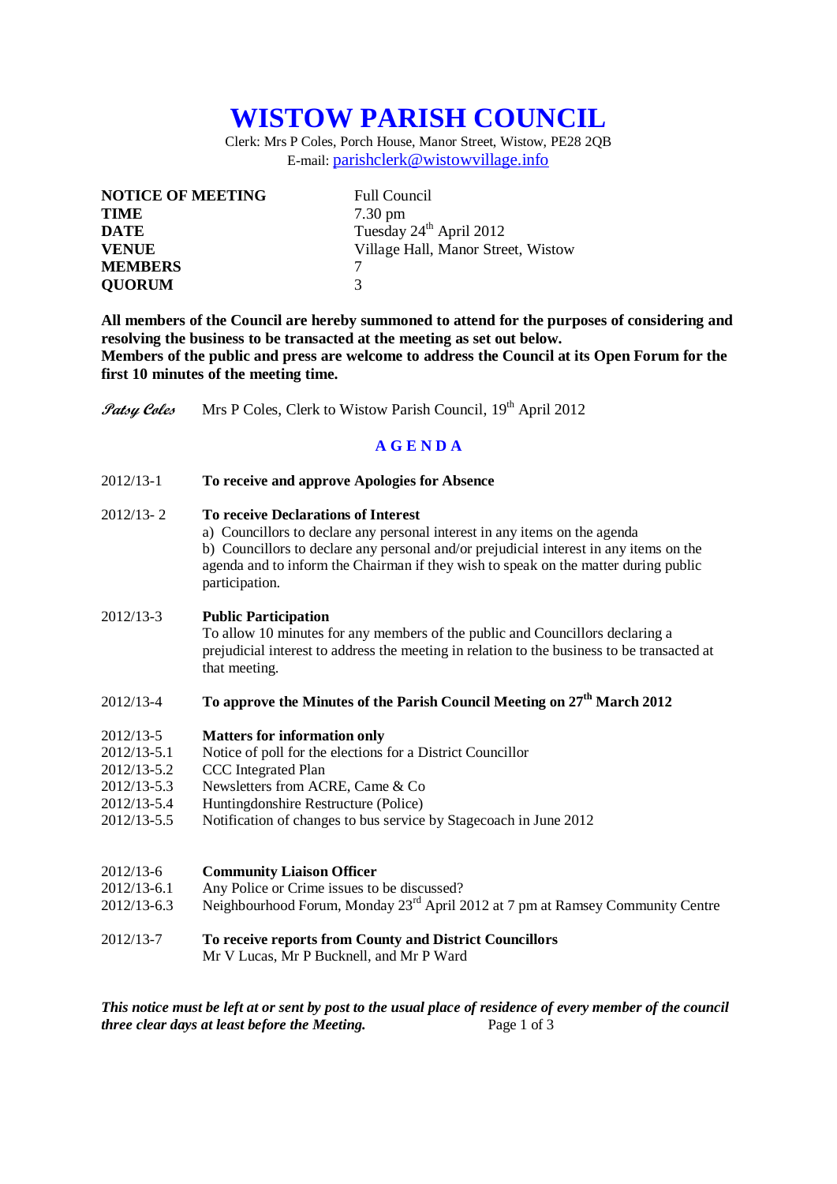# WISTOW PARISH COUNCIL

Clerk: Mrs P Coles, Porch House, Manor Street, Wistow, PE28 2QB
E-mail: parishclerk@wistowvillage.info

| | |
|---|---|
| **NOTICE OF MEETING** | Full Council |
| **TIME** | 7.30 pm |
| **DATE** | Tuesday 24th April 2012 |
| **VENUE** | Village Hall, Manor Street, Wistow |
| **MEMBERS** | 7 |
| **QUORUM** | 3 |

**All members of the Council are hereby summoned to attend for the purposes of considering and resolving the business to be transacted at the meeting as set out below.**
**Members of the public and press are welcome to address the Council at its Open Forum for the first 10 minutes of the meeting time.**

*Patsy Coles* Mrs P Coles, Clerk to Wistow Parish Council, 19th April 2012

## A G E N D A

2012/13-1 **To receive and approve Apologies for Absence**

2012/13- 2 **To receive Declarations of Interest**
a) Councillors to declare any personal interest in any items on the agenda
b) Councillors to declare any personal and/or prejudicial interest in any items on the agenda and to inform the Chairman if they wish to speak on the matter during public participation.

2012/13-3 **Public Participation**
To allow 10 minutes for any members of the public and Councillors declaring a prejudicial interest to address the meeting in relation to the business to be transacted at that meeting.

2012/13-4 **To approve the Minutes of the Parish Council Meeting on 27th March 2012**

2012/13-5 **Matters for information only**
2012/13-5.1 Notice of poll for the elections for a District Councillor
2012/13-5.2 CCC Integrated Plan
2012/13-5.3 Newsletters from ACRE, Came & Co
2012/13-5.4 Huntingdonshire Restructure (Police)
2012/13-5.5 Notification of changes to bus service by Stagecoach in June 2012

2012/13-6 **Community Liaison Officer**
2012/13-6.1 Any Police or Crime issues to be discussed?
2012/13-6.3 Neighbourhood Forum, Monday 23rd April 2012 at 7 pm at Ramsey Community Centre

2012/13-7 **To receive reports from County and District Councillors**
Mr V Lucas, Mr P Bucknell, and Mr P Ward

***This notice must be left at or sent by post to the usual place of residence of every member of the council three clear days at least before the Meeting.***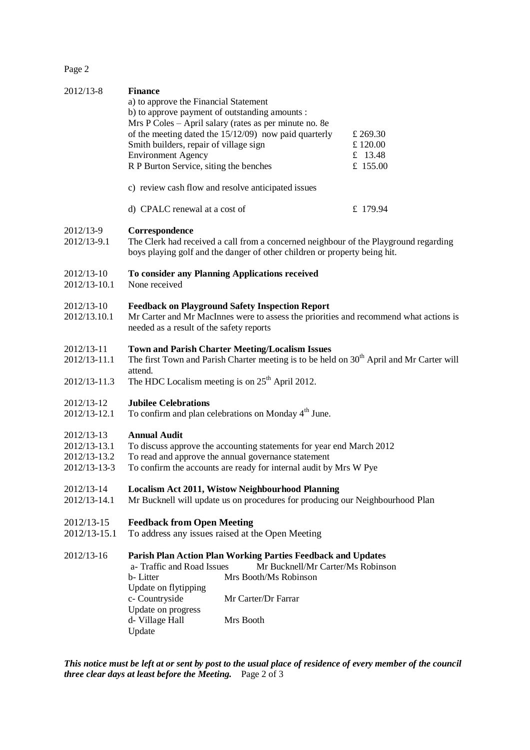| | |
|---|---|
| 2012/13-8 | **Finance** |
| | a) to approve the Financial Statement |
| | b) to approve payment of outstanding amounts : |
| | Mrs P Coles – April salary (rates as per minute no. 8e of the meeting dated the 15/12/09) now paid quarterly £ 269.30 |
| | Smith builders, repair of village sign £ 120.00 |
| | Environment Agency £ 13.48 |
| | R P Burton Service, siting the benches £ 155.00 |
| | c) review cash flow and resolve anticipated issues |
| | d) CPALC renewal at a cost of £ 179.94 |
| 2012/13-9 | **Correspondence** |
| 2012/13-9.1 | The Clerk had received a call from a concerned neighbour of the Playground regarding boys playing golf and the danger of other children or property being hit. |
| 2012/13-10 | **To consider any Planning Applications received** |
| 2012/13-10.1 | None received |
| 2012/13-10 | **Feedback on Playground Safety Inspection Report** |
| 2012/13.10.1 | Mr Carter and Mr MacInnes were to assess the priorities and recommend what actions is needed as a result of the safety reports |
| 2012/13-11 | **Town and Parish Charter Meeting/Localism Issues** |
| 2012/13-11.1 | The first Town and Parish Charter meeting is to be held on 30th April and Mr Carter will attend. |
| 2012/13-11.3 | The HDC Localism meeting is on 25th April 2012. |
| 2012/13-12 | **Jubilee Celebrations** |
| 2012/13-12.1 | To confirm and plan celebrations on Monday 4th June. |
| 2012/13-13 | **Annual Audit** |
| 2012/13-13.1 | To discuss approve the accounting statements for year end March 2012 |
| 2012/13-13.2 | To read and approve the annual governance statement |
| 2012/13-13-3 | To confirm the accounts are ready for internal audit by Mrs W Pye |
| 2012/13-14 | **Localism Act 2011, Wistow Neighbourhood Planning** |
| 2012/13-14.1 | Mr Bucknell will update us on procedures for producing our Neighbourhood Plan |
| 2012/13-15 | **Feedback from Open Meeting** |
| 2012/13-15.1 | To address any issues raised at the Open Meeting |
| 2012/13-16 | **Parish Plan Action Plan Working Parties Feedback and Updates** |
| | a- Traffic and Road Issues — Mr Bucknell/Mr Carter/Ms Robinson |
| | b- Litter — Mrs Booth/Ms Robinson |
| | Update on flytipping |
| | c- Countryside — Mr Carter/Dr Farrar |
| | Update on progress |
| | d- Village Hall — Mrs Booth |
| | Update |

***This notice must be left at or sent by post to the usual place of residence of every member of the council three clear days at least before the Meeting.***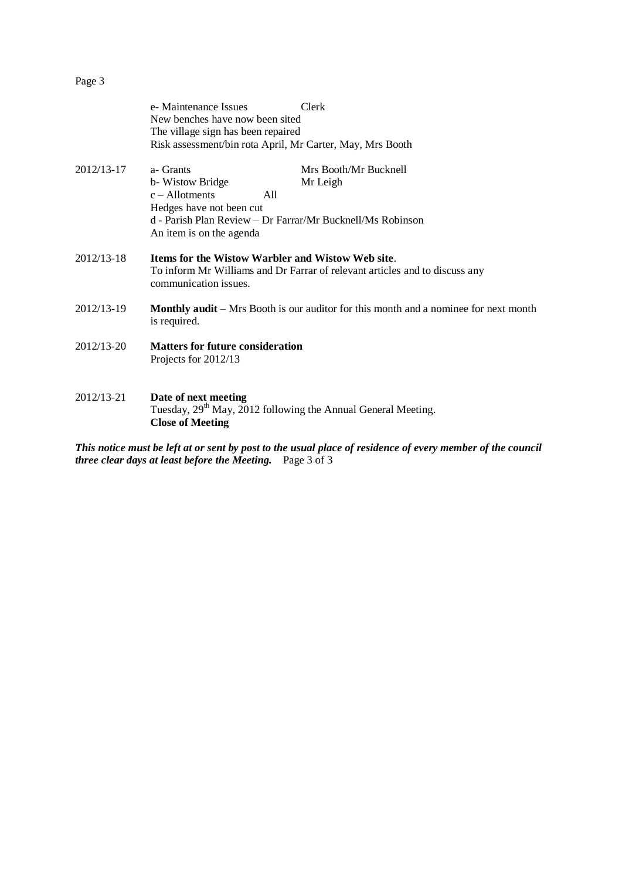e- Maintenance Issues Clerk
New benches have now been sited
The village sign has been repaired
Risk assessment/bin rota April, Mr Carter, May, Mrs Booth

2012/13-17 a- Grants Mrs Booth/Mr Bucknell
b- Wistow Bridge Mr Leigh
c – Allotments All
Hedges have not been cut
d - Parish Plan Review – Dr Farrar/Mr Bucknell/Ms Robinson
An item is on the agenda

2012/13-18 **Items for the Wistow Warbler and Wistow Web site**.
To inform Mr Williams and Dr Farrar of relevant articles and to discuss any communication issues.

2012/13-19 **Monthly audit** – Mrs Booth is our auditor for this month and a nominee for next month is required.

2012/13-20 **Matters for future consideration**
Projects for 2012/13

2012/13-21 **Date of next meeting**
Tuesday, 29th May, 2012 following the Annual General Meeting.
**Close of Meeting**

***This notice must be left at or sent by post to the usual place of residence of every member of the council three clear days at least before the Meeting.***